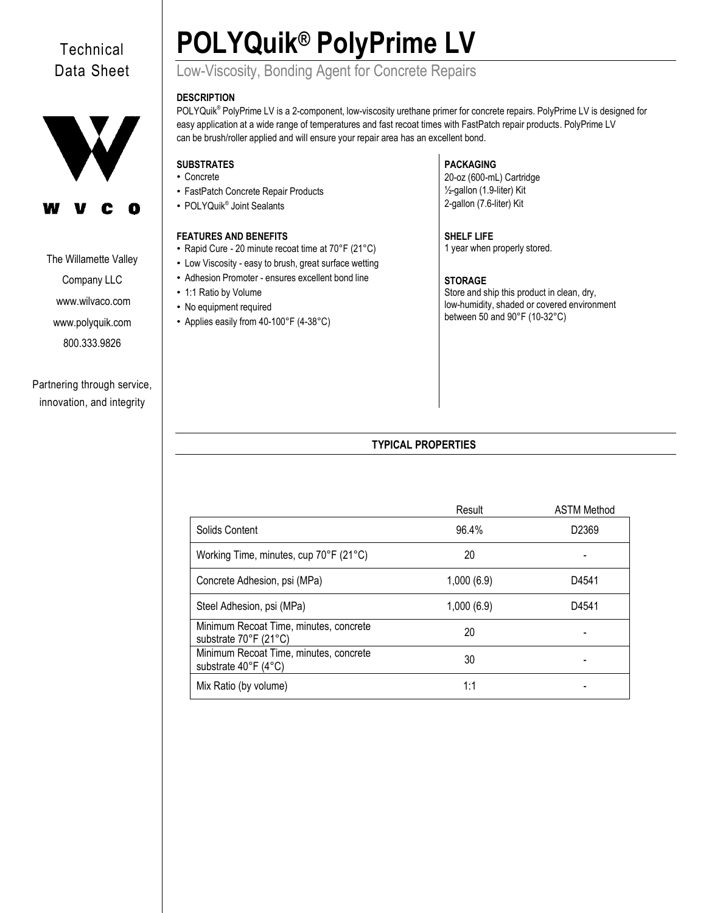Technical Data Sheet

W V C O

The Willamette Valley Company LLC

www.wilvaco.com

www.polyquik.com

800.333.9826

Partnering through service, innovation, and integrity

# POLYQuik® PolyPrime LV

## Low-Viscosity, Bonding Agent for Concrete Repairs

### DESCRIPTION

POLYQuik® PolyPrime LV is a 2-component, low-viscosity urethane primer for concrete repairs. PolyPrime LV is designed for easy application at a wide range of temperatures and fast recoat times with FastPatch repair products. PolyPrime LV can be brush/roller applied and will ensure your repair area has an excellent bond.

### SUBSTRATES

- Concrete
- FastPatch Concrete Repair Products
- POLYQuik® Joint Sealants

### FEATURES AND BENEFITS

- Rapid Cure - 20 minute recoat time at 70°F (21°C)
- Low Viscosity - easy to brush, great surface wetting
- Adhesion Promoter - ensures excellent bond line
- 1:1 Ratio by Volume
- No equipment required
- Applies easily from 40-100°F (4-38°C)

### PACKAGING

20-oz (600-mL) Cartridge
½-gallon (1.9-liter) Kit
2-gallon (7.6-liter) Kit

### SHELF LIFE

1 year when properly stored.

### STORAGE

Store and ship this product in clean, dry, low-humidity, shaded or covered environment between 50 and 90°F (10-32°C)

### TYPICAL PROPERTIES

| | Result | ASTM Method |
|---|---|---|
| Solids Content | 96.4% | D2369 |
| Working Time, minutes, cup 70°F (21°C) | 20 | - |
| Concrete Adhesion, psi (MPa) | 1,000 (6.9) | D4541 |
| Steel Adhesion, psi (MPa) | 1,000 (6.9) | D4541 |
| Minimum Recoat Time, minutes, concrete substrate 70°F (21°C) | 20 | - |
| Minimum Recoat Time, minutes, concrete substrate 40°F (4°C) | 30 | - |
| Mix Ratio (by volume) | 1:1 | - |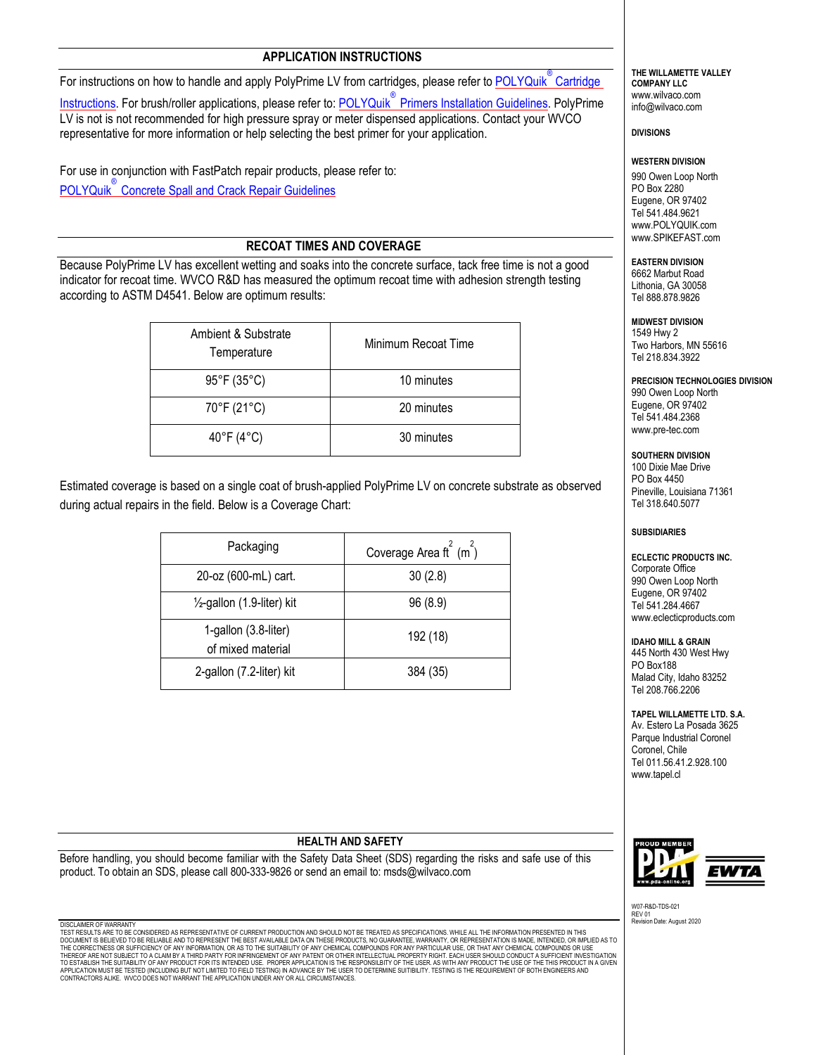## APPLICATION INSTRUCTIONS

For instructions on how to handle and apply PolyPrime LV from cartridges, please refer to POLYQuik® Cartridge Instructions. For brush/roller applications, please refer to: POLYQuik® Primers Installation Guidelines. PolyPrime LV is not is not recommended for high pressure spray or meter dispensed applications. Contact your WVCO representative for more information or help selecting the best primer for your application.

For use in conjunction with FastPatch repair products, please refer to:
POLYQuik® Concrete Spall and Crack Repair Guidelines

## RECOAT TIMES AND COVERAGE

Because PolyPrime LV has excellent wetting and soaks into the concrete surface, tack free time is not a good indicator for recoat time. WVCO R&D has measured the optimum recoat time with adhesion strength testing according to ASTM D4541. Below are optimum results:

| Ambient & Substrate Temperature | Minimum Recoat Time |
|---|---|
| 95°F (35°C) | 10 minutes |
| 70°F (21°C) | 20 minutes |
| 40°F (4°C) | 30 minutes |

Estimated coverage is based on a single coat of brush-applied PolyPrime LV on concrete substrate as observed during actual repairs in the field. Below is a Coverage Chart:

| Packaging | Coverage Area $ft^2$ ($m^2$) |
|---|---|
| 20-oz (600-mL) cart. | 30 (2.8) |
| ½-gallon (1.9-liter) kit | 96 (8.9) |
| 1-gallon (3.8-liter) of mixed material | 192 (18) |
| 2-gallon (7.2-liter) kit | 384 (35) |

## HEALTH AND SAFETY

Before handling, you should become familiar with the Safety Data Sheet (SDS) regarding the risks and safe use of this product. To obtain an SDS, please call 800-333-9826 or send an email to: msds@wilvaco.com

DISCLAIMER OF WARRANTY
TEST RESULTS ARE TO BE CONSIDERED AS REPRESENTATIVE OF CURRENT PRODUCTION AND SHOULD NOT BE TREATED AS SPECIFICATIONS. WHILE ALL THE INFORMATION PRESENTED IN THIS DOCUMENT IS BELIEVED TO BE RELIABLE AND TO REPRESENT THE BEST AVAILABLE DATA ON THESE PRODUCTS, NO GUARANTEE, WARRANTY, OR REPRESENTATION IS MADE, INTENDED, OR IMPLIED AS TO THE CORRECTNESS OR SUFFICIENCY OF ANY INFORMATION, OR AS TO THE SUITABILITY OF ANY CHEMICAL COMPOUNDS FOR ANY PARTICULAR USE, OR THAT ANY CHEMICAL COMPOUNDS OR USE THEREOF ARE NOT SUBJECT TO A CLAIM BY A THIRD PARTY FOR INFRINGEMENT OF ANY PATENT OR OTHER INTELLECTUAL PROPERTY RIGHT. EACH USER SHOULD CONDUCT A SUFFICIENT INVESTIGATION TO ESTABLISH THE SUITABILITY OF ANY PRODUCT FOR ITS INTENDED USE. PROPER APPLICATION IS THE RESPONSILBITY OF THE USER. AS WITH ANY PRODUCT THE USE OF THE THIS PRODUCT IN A GIVEN APPLICATION MUST BE TESTED (INCLUDING BUT NOT LIMITED TO FIELD TESTING) IN ADVANCE BY THE USER TO DETERMINE SUITIBILITY. TESTING IS THE REQUIREMENT OF BOTH ENGINEERS AND CONTRACTORS ALIKE. WVCO DOES NOT WARRANT THE APPLICATION UNDER ANY OR ALL CIRCUMSTANCES.

**THE WILLAMETTE VALLEY COMPANY LLC**
www.wilvaco.com
info@wilvaco.com

**DIVISIONS**

**WESTERN DIVISION**
990 Owen Loop North
PO Box 2280
Eugene, OR 97402
Tel 541.484.9621
www.POLYQUIK.com
www.SPIKEFAST.com

**EASTERN DIVISION**
6662 Marbut Road
Lithonia, GA 30058
Tel 888.878.9826

**MIDWEST DIVISION**
1549 Hwy 2
Two Harbors, MN 55616
Tel 218.834.3922

**PRECISION TECHNOLOGIES DIVISION**
990 Owen Loop North
Eugene, OR 97402
Tel 541.484.2368
www.pre-tec.com

**SOUTHERN DIVISION**
100 Dixie Mae Drive
PO Box 4450
Pineville, Louisiana 71361
Tel 318.640.5077

**SUBSIDIARIES**

**ECLECTIC PRODUCTS INC.**
Corporate Office
990 Owen Loop North
Eugene, OR 97402
Tel 541.284.4667
www.eclecticproducts.com

**IDAHO MILL & GRAIN**
445 North 430 West Hwy
PO Box188
Malad City, Idaho 83252
Tel 208.766.2206

**TAPEL WILLAMETTE LTD. S.A.**
Av. Estero La Posada 3625
Parque Industrial Coronel
Coronel, Chile
Tel 011.56.41.2.928.100
www.tapel.cl

PROUD MEMBER PDA www.pda-online.org EWTA

W07-R&D-TDS-021
REV 01
Revision Date: August 2020